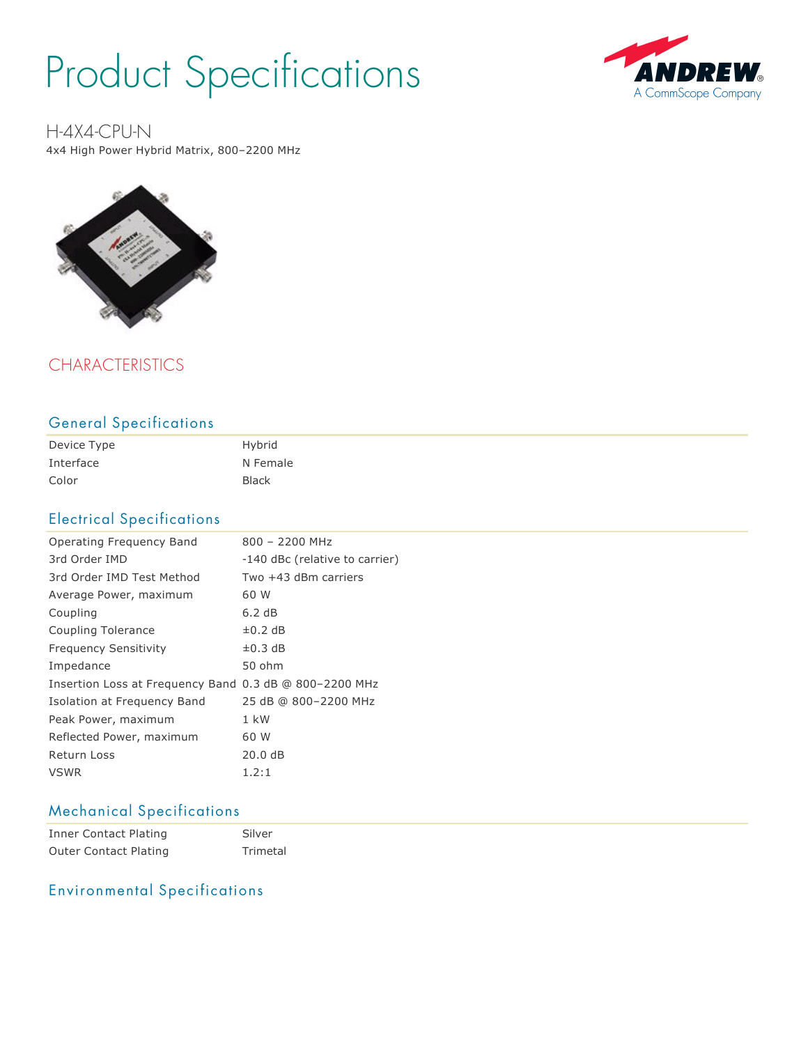# Product Specifications

## H-4X4-CPU-N

4x4 High Power Hybrid Matrix, 800–2200 MHz

## CHARACTERISTICS

### General Specifications

| | |
|---|---|
| Device Type | Hybrid |
| Interface | N Female |
| Color | Black |

### Electrical Specifications

| | |
|---|---|
| Operating Frequency Band | 800 – 2200 MHz |
| 3rd Order IMD | -140 dBc (relative to carrier) |
| 3rd Order IMD Test Method | Two +43 dBm carriers |
| Average Power, maximum | 60 W |
| Coupling | 6.2 dB |
| Coupling Tolerance | ±0.2 dB |
| Frequency Sensitivity | ±0.3 dB |
| Impedance | 50 ohm |
| Insertion Loss at Frequency Band | 0.3 dB @ 800–2200 MHz |
| Isolation at Frequency Band | 25 dB @ 800–2200 MHz |
| Peak Power, maximum | 1 kW |
| Reflected Power, maximum | 60 W |
| Return Loss | 20.0 dB |
| VSWR | 1.2:1 |

### Mechanical Specifications

| | |
|---|---|
| Inner Contact Plating | Silver |
| Outer Contact Plating | Trimetal |

### Environmental Specifications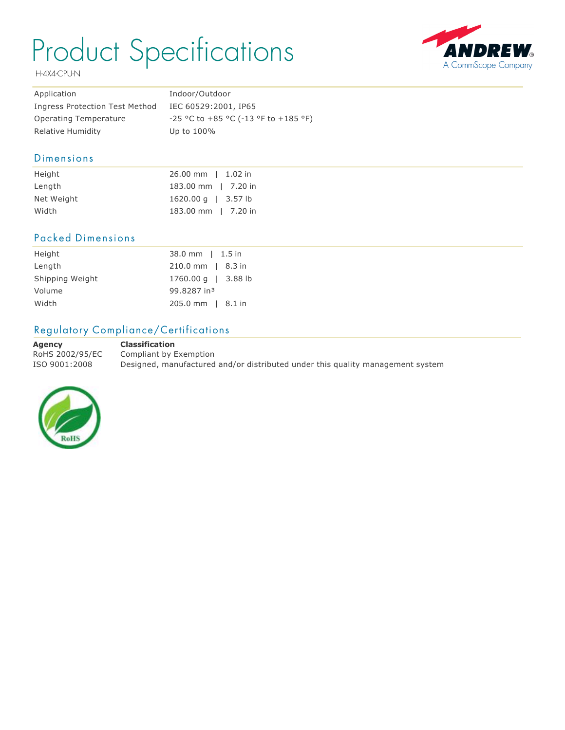# Product Specifications

H-4X4-CPU-N

| | |
|---|---|
| Application | Indoor/Outdoor |
| Ingress Protection Test Method | IEC 60529:2001, IP65 |
| Operating Temperature | -25 °C to +85 °C (-13 °F to +185 °F) |
| Relative Humidity | Up to 100% |

## Dimensions

| | |
|---|---|
| Height | 26.00 mm \| 1.02 in |
| Length | 183.00 mm \| 7.20 in |
| Net Weight | 1620.00 g \| 3.57 lb |
| Width | 183.00 mm \| 7.20 in |

## Packed Dimensions

| | |
|---|---|
| Height | 38.0 mm \| 1.5 in |
| Length | 210.0 mm \| 8.3 in |
| Shipping Weight | 1760.00 g \| 3.88 lb |
| Volume | 99.8287 $in^3$ |
| Width | 205.0 mm \| 8.1 in |

## Regulatory Compliance/Certifications

| Agency | Classification |
|---|---|
| RoHS 2002/95/EC | Compliant by Exemption |
| ISO 9001:2008 | Designed, manufactured and/or distributed under this quality management system |